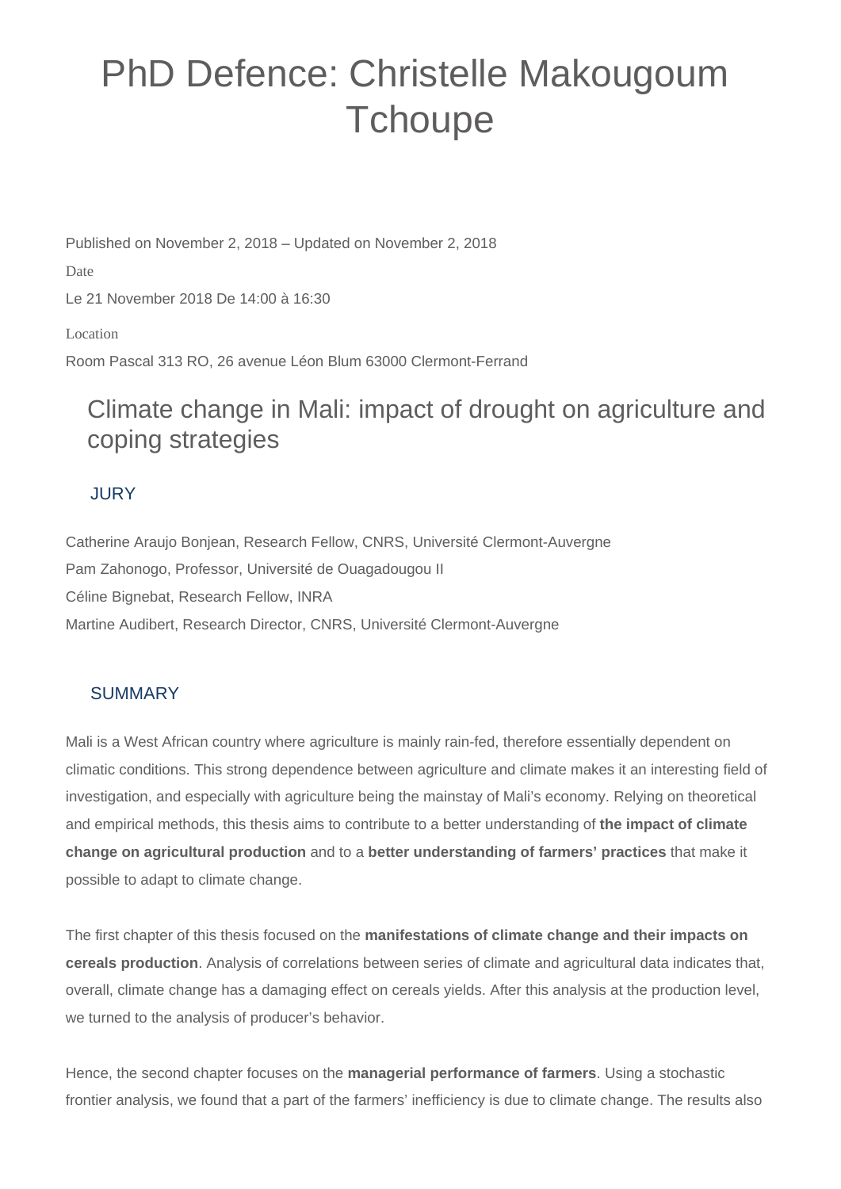# PhD Defence: Christelle Makougoum Tchoupe

Published on November 2, 2018 – Updated on November 2, 2018

Date

Le 21 November 2018 De 14:00 à 16:30

Location

Room Pascal 313 RO, 26 avenue Léon Blum 63000 Clermont-Ferrand

## Climate change in Mali: impact of drought on agriculture and coping strategies

### JURY

Catherine Araujo Bonjean, Research Fellow, CNRS, Université Clermont-Auvergne

Pam Zahonogo, Professor, Université de Ouagadougou II

Céline Bignebat, Research Fellow, INRA

Martine Audibert, Research Director, CNRS, Université Clermont-Auvergne

### SUMMARY

Mali is a West African country where agriculture is mainly rain-fed, therefore essentially dependent on climatic conditions. This strong dependence between agriculture and climate makes it an interesting field of investigation, and especially with agriculture being the mainstay of Mali's economy. Relying on theoretical and empirical methods, this thesis aims to contribute to a better understanding of **the impact of climate change on agricultural production** and to a **better understanding of farmers' practices** that make it possible to adapt to climate change.

The first chapter of this thesis focused on the **manifestations of climate change and their impacts on cereals production**. Analysis of correlations between series of climate and agricultural data indicates that, overall, climate change has a damaging effect on cereals yields. After this analysis at the production level, we turned to the analysis of producer's behavior.

Hence, the second chapter focuses on the **managerial performance of farmers**. Using a stochastic frontier analysis, we found that a part of the farmers' inefficiency is due to climate change. The results also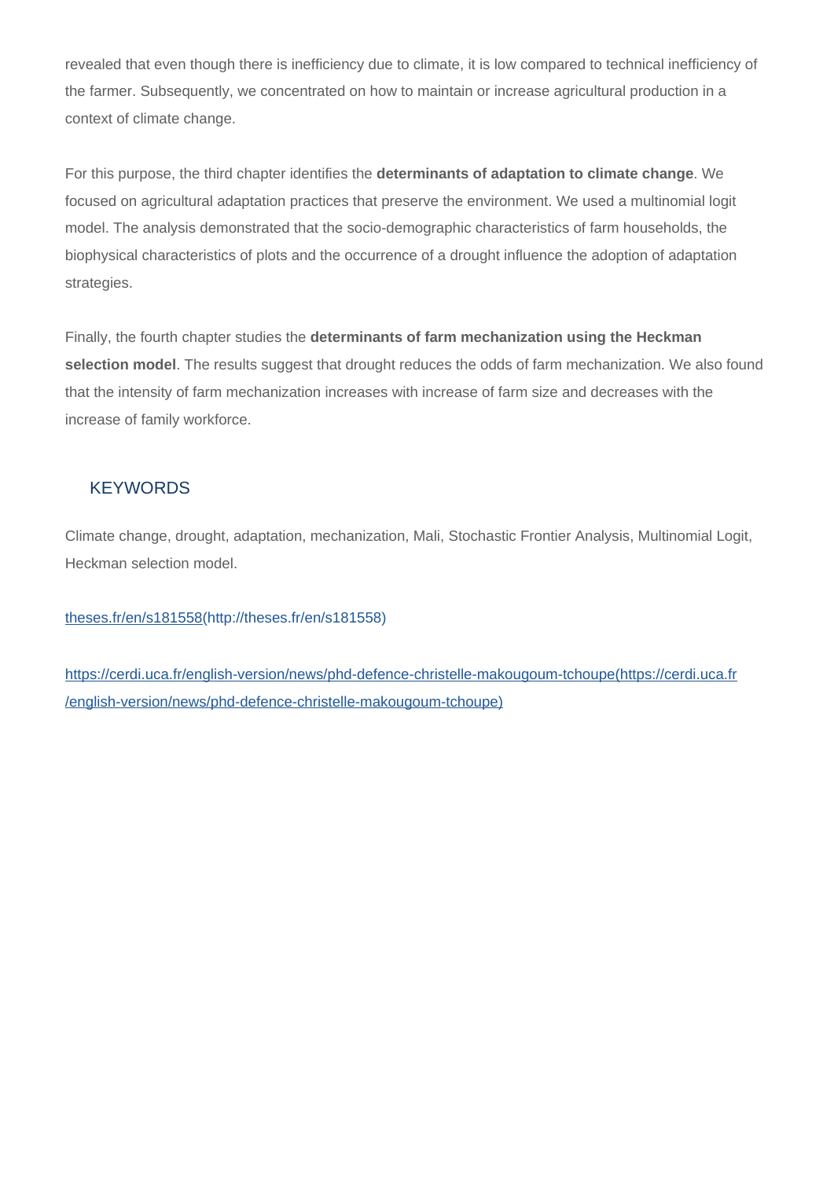revealed that even though there is inefficiency due to climate, it is low compared to technical inefficiency of the farmer. Subsequently, we concentrated on how to maintain or increase agricultural production in a context of climate change.

For this purpose, the third chapter identifies the **determinants of adaptation to climate change**. We focused on agricultural adaptation practices that preserve the environment. We used a multinomial logit model. The analysis demonstrated that the socio-demographic characteristics of farm households, the biophysical characteristics of plots and the occurrence of a drought influence the adoption of adaptation strategies.

Finally, the fourth chapter studies the **determinants of farm mechanization using the Heckman selection model**. The results suggest that drought reduces the odds of farm mechanization. We also found that the intensity of farm mechanization increases with increase of farm size and decreases with the increase of family workforce.

## KEYWORDS

Climate change, drought, adaptation, mechanization, Mali, Stochastic Frontier Analysis, Multinomial Logit, Heckman selection model.

[theses.fr/en/s181558](http://theses.fr/en/s181558)(http://theses.fr/en/s181558)

[https://cerdi.uca.fr/english-version/news/phd-defence-christelle-makougoum-tchoupe](https://cerdi.uca.fr/english-version/news/phd-defence-christelle-makougoum-tchoupe)(https://cerdi.uca.fr/english-version/news/phd-defence-christelle-makougoum-tchoupe)